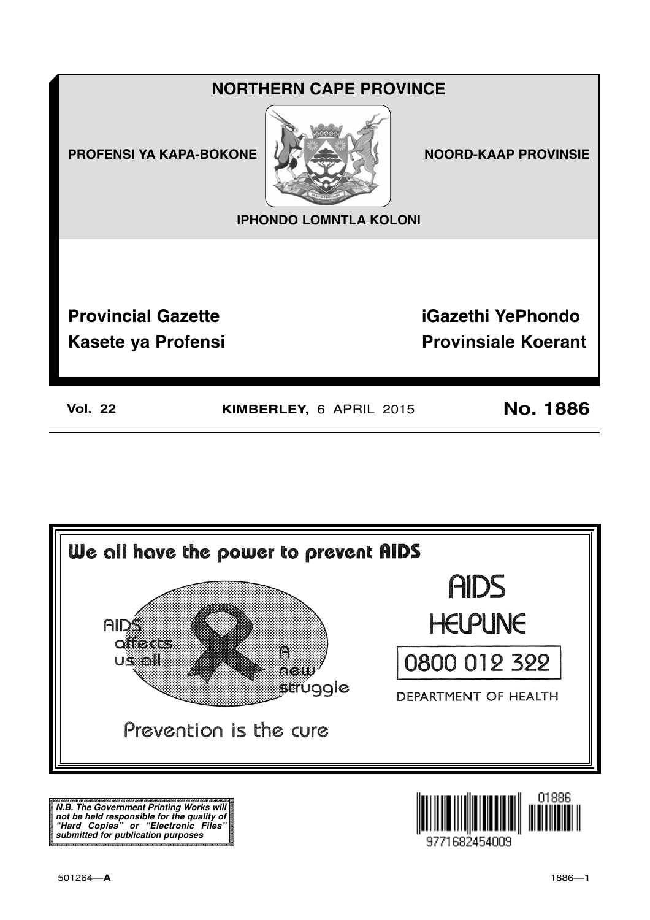# NORTHERN CAPE PROVINCE

**PROFENSI YA KAPA-BOKONE**

**NOORD-KAAP PROVINSIE**

**IPHONDO LOMNTLA KOLONI**

## Provincial Gazette

## iGazethi YePhondo

## Kasete ya Profensi

## Provinsiale Koerant

**Vol. 22** **KIMBERLEY,** 6 APRIL 2015 **No. 1886**

**We all have the power to prevent AIDS**

AIDS affects us all

A new struggle

Prevention is the cure

AIDS HELPLINE

0800 012 322

DEPARTMENT OF HEALTH

***N.B. The Government Printing Works will not be held responsible for the quality of "Hard Copies" or "Electronic Files" submitted for publication purposes***

01886

9771682454009

501264—**A**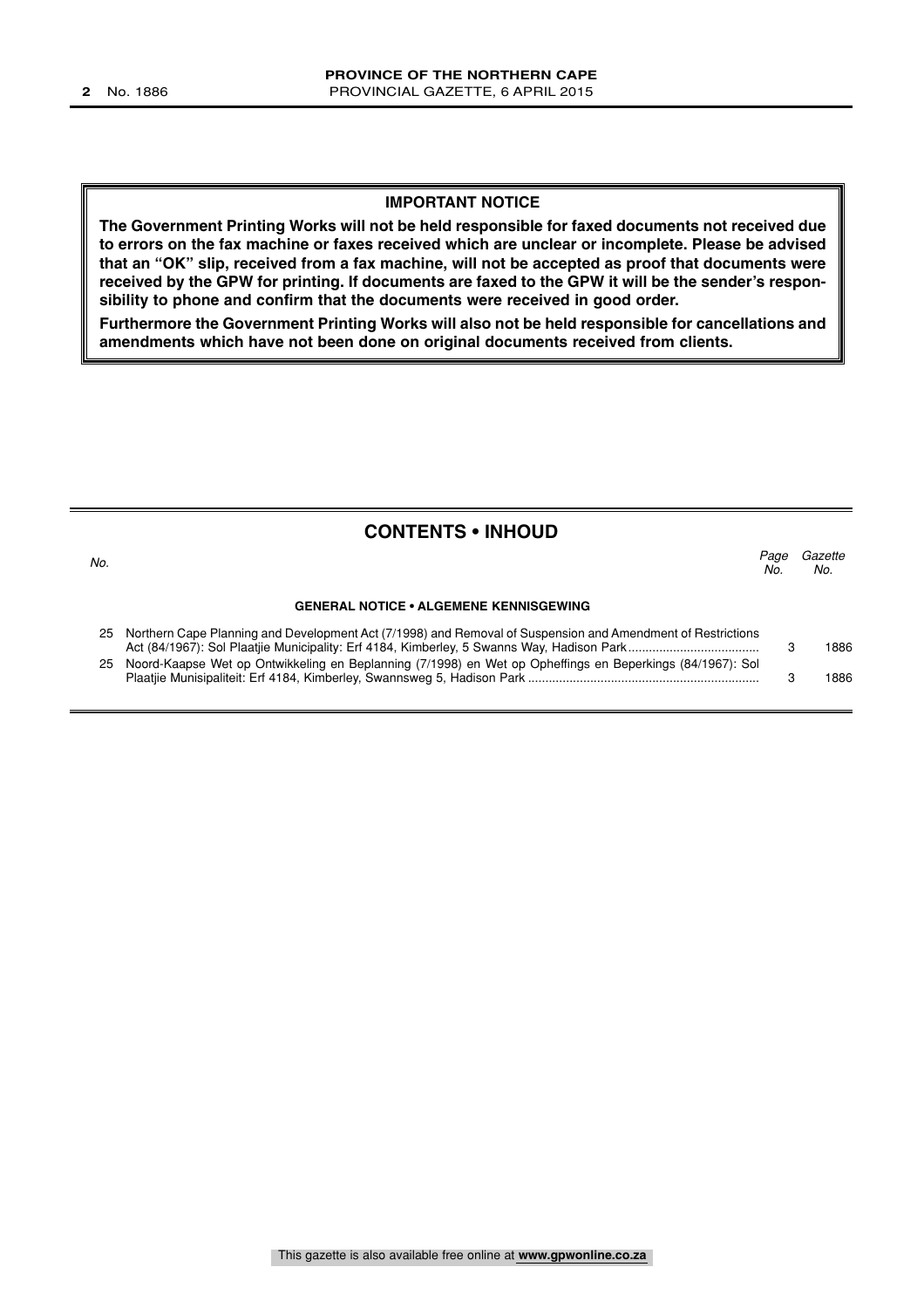**IMPORTANT NOTICE**

**The Government Printing Works will not be held responsible for faxed documents not received due to errors on the fax machine or faxes received which are unclear or incomplete. Please be advised that an "OK" slip, received from a fax machine, will not be accepted as proof that documents were received by the GPW for printing. If documents are faxed to the GPW it will be the sender's responsibility to phone and confirm that the documents were received in good order.**

**Furthermore the Government Printing Works will also not be held responsible for cancellations and amendments which have not been done on original documents received from clients.**

## CONTENTS • INHOUD

| *No.* | | *Page No.* | *Gazette No.* |
|---|---|---|---|
| | **GENERAL NOTICE • ALGEMENE KENNISGEWING** | | |
| 25 | Northern Cape Planning and Development Act (7/1998) and Removal of Suspension and Amendment of Restrictions Act (84/1967): Sol Plaatjie Municipality: Erf 4184, Kimberley, 5 Swanns Way, Hadison Park | 3 | 1886 |
| 25 | Noord-Kaapse Wet op Ontwikkeling en Beplanning (7/1998) en Wet op Opheffings en Beperkings (84/1967): Sol Plaatjie Munisipaliteit: Erf 4184, Kimberley, Swannsweg 5, Hadison Park | 3 | 1886 |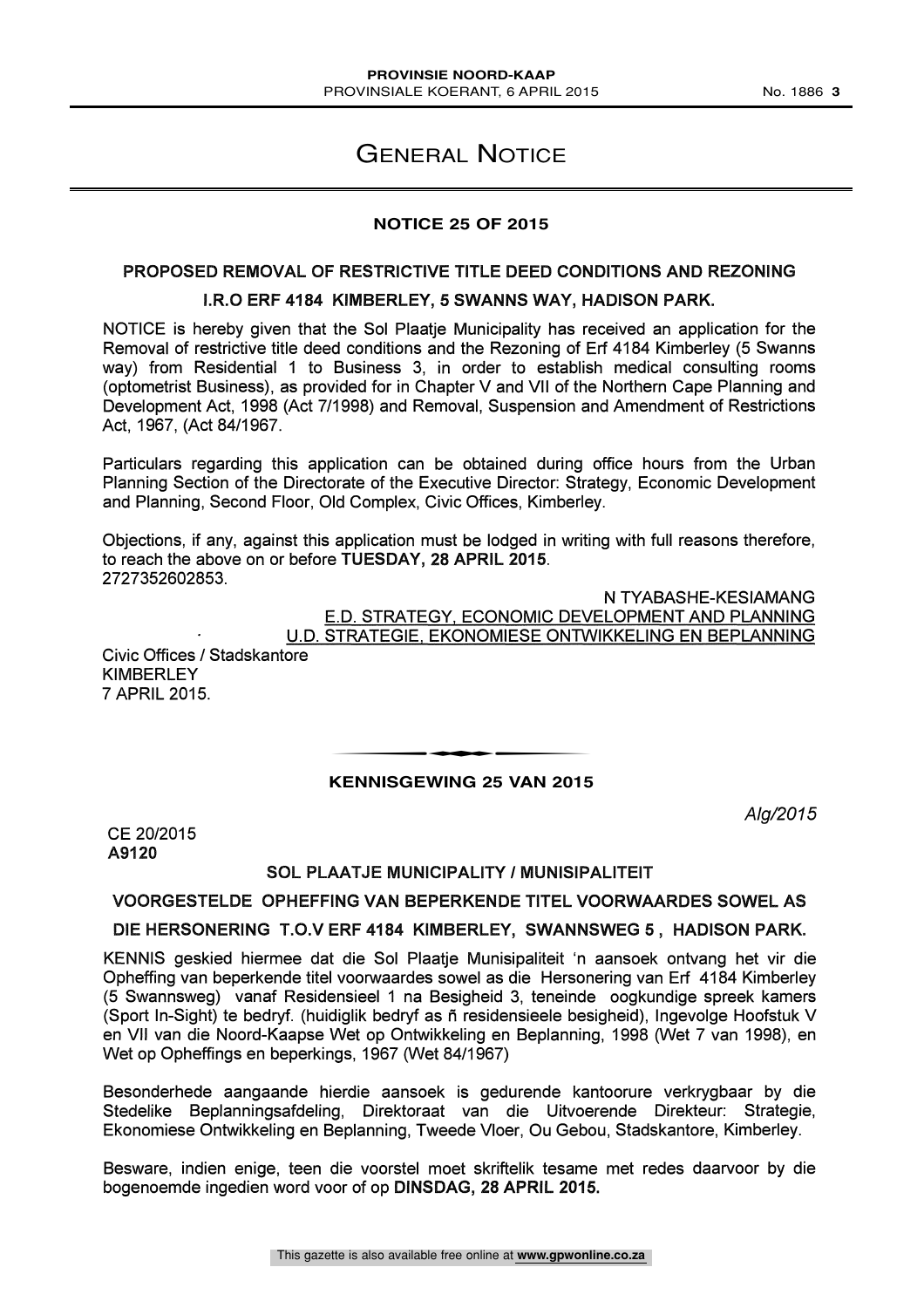# General Notice

## NOTICE 25 OF 2015

**PROPOSED REMOVAL OF RESTRICTIVE TITLE DEED CONDITIONS AND REZONING**

**I.R.O ERF 4184 KIMBERLEY, 5 SWANNS WAY, HADISON PARK.**

NOTICE is hereby given that the Sol Plaatje Municipality has received an application for the Removal of restrictive title deed conditions and the Rezoning of Erf 4184 Kimberley (5 Swanns way) from Residential 1 to Business 3, in order to establish medical consulting rooms (optometrist Business), as provided for in Chapter V and VII of the Northern Cape Planning and Development Act, 1998 (Act 7/1998) and Removal, Suspension and Amendment of Restrictions Act, 1967, (Act 84/1967.

Particulars regarding this application can be obtained during office hours from the Urban Planning Section of the Directorate of the Executive Director: Strategy, Economic Development and Planning, Second Floor, Old Complex, Civic Offices, Kimberley.

Objections, if any, against this application must be lodged in writing with full reasons therefore, to reach the above on or before **TUESDAY, 28 APRIL 2015**.
2727352602853.

N TYABASHE-KESIAMANG
E.D. STRATEGY, ECONOMIC DEVELOPMENT AND PLANNING
U.D. STRATEGIE, EKONOMIESE ONTWIKKELING EN BEPLANNING

Civic Offices / Stadskantore
KIMBERLEY
7 APRIL 2015.

---

## KENNISGEWING 25 VAN 2015

*Alg/2015*

CE 20/2015
**A9120**

**SOL PLAATJE MUNICIPALITY / MUNISIPALITEIT**

**VOORGESTELDE OPHEFFING VAN BEPERKENDE TITEL VOORWAARDES SOWEL AS**

**DIE HERSONERING T.O.V ERF 4184 KIMBERLEY, SWANNSWEG 5 , HADISON PARK.**

KENNIS geskied hiermee dat die Sol Plaatje Munisipaliteit 'n aansoek ontvang het vir die Opheffing van beperkende titel voorwaardes sowel as die Hersonering van Erf 4184 Kimberley (5 Swannsweg) vanaf Residensieel 1 na Besigheid 3, teneinde oogkundige spreek kamers (Sport In-Sight) te bedryf. (huidiglik bedryf as ñ residensieele besigheid), Ingevolge Hoofstuk V en VII van die Noord-Kaapse Wet op Ontwikkeling en Beplanning, 1998 (Wet 7 van 1998), en Wet op Opheffings en beperkings, 1967 (Wet 84/1967)

Besonderhede aangaande hierdie aansoek is gedurende kantoorure verkrygbaar by die Stedelike Beplanningsafdeling, Direktoraat van die Uitvoerende Direkteur: Strategie, Ekonomiese Ontwikkeling en Beplanning, Tweede Vloer, Ou Gebou, Stadskantore, Kimberley.

Besware, indien enige, teen die voorstel moet skriftelik tesame met redes daarvoor by die bogenoemde ingedien word voor of op **DINSDAG, 28 APRIL 2015.**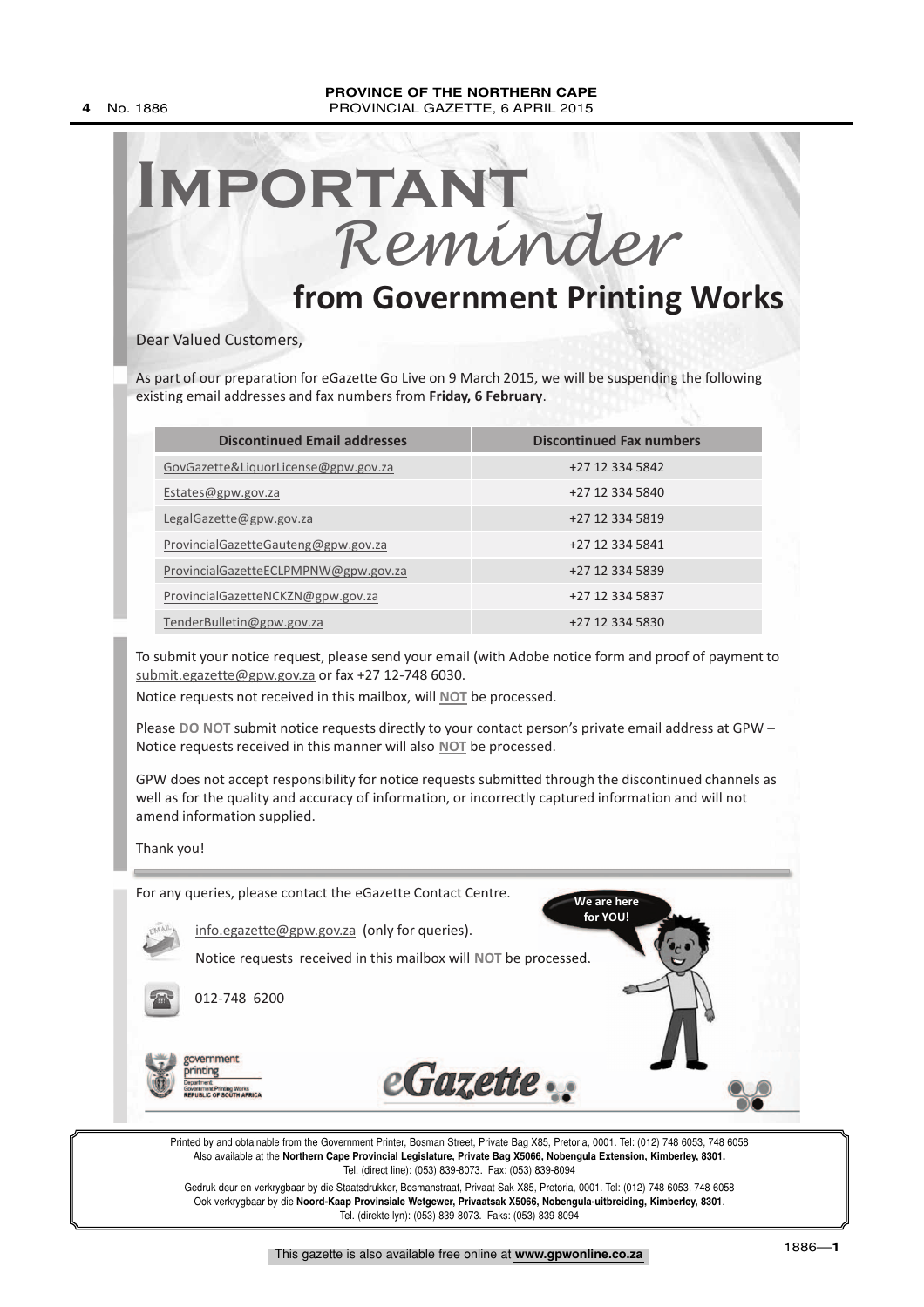# IMPORTANT *Reminder*

## from Government Printing Works

Dear Valued Customers,

As part of our preparation for eGazette Go Live on 9 March 2015, we will be suspending the following existing email addresses and fax numbers from **Friday, 6 February**.

| Discontinued Email addresses | Discontinued Fax numbers |
|---|---|
| GovGazette&LiquorLicense@gpw.gov.za | +27 12 334 5842 |
| Estates@gpw.gov.za | +27 12 334 5840 |
| LegalGazette@gpw.gov.za | +27 12 334 5819 |
| ProvincialGazetteGauteng@gpw.gov.za | +27 12 334 5841 |
| ProvincialGazetteECLPMPNW@gpw.gov.za | +27 12 334 5839 |
| ProvincialGazetteNCKZN@gpw.gov.za | +27 12 334 5837 |
| TenderBulletin@gpw.gov.za | +27 12 334 5830 |

To submit your notice request, please send your email (with Adobe notice form and proof of payment to submit.egazette@gpw.gov.za or fax +27 12-748 6030.

Notice requests not received in this mailbox, will **NOT** be processed.

Please **DO NOT** submit notice requests directly to your contact person's private email address at GPW – Notice requests received in this manner will also **NOT** be processed.

GPW does not accept responsibility for notice requests submitted through the discontinued channels as well as for the quality and accuracy of information, or incorrectly captured information and will not amend information supplied.

Thank you!

For any queries, please contact the eGazette Contact Centre.

We are here for YOU!

info.egazette@gpw.gov.za (only for queries).

Notice requests received in this mailbox will **NOT** be processed.

012-748 6200

government printing
Department: Government Printing Works
REPUBLIC OF SOUTH AFRICA

eGazette

Printed by and obtainable from the Government Printer, Bosman Street, Private Bag X85, Pretoria, 0001. Tel: (012) 748 6053, 748 6058
Also available at the **Northern Cape Provincial Legislature, Private Bag X5066, Nobengula Extension, Kimberley, 8301.**
Tel. (direct line): (053) 839-8073. Fax: (053) 839-8094

Gedruk deur en verkrygbaar by die Staatsdrukker, Bosmanstraat, Privaat Sak X85, Pretoria, 0001. Tel: (012) 748 6053, 748 6058
Ook verkrygbaar by die **Noord-Kaap Provinsiale Wetgewer, Privaatsak X5066, Nobengula-uitbreiding, Kimberley, 8301**.
Tel. (direkte lyn): (053) 839-8073. Faks: (053) 839-8094

This gazette is also available free online at **www.gpwonline.co.za**